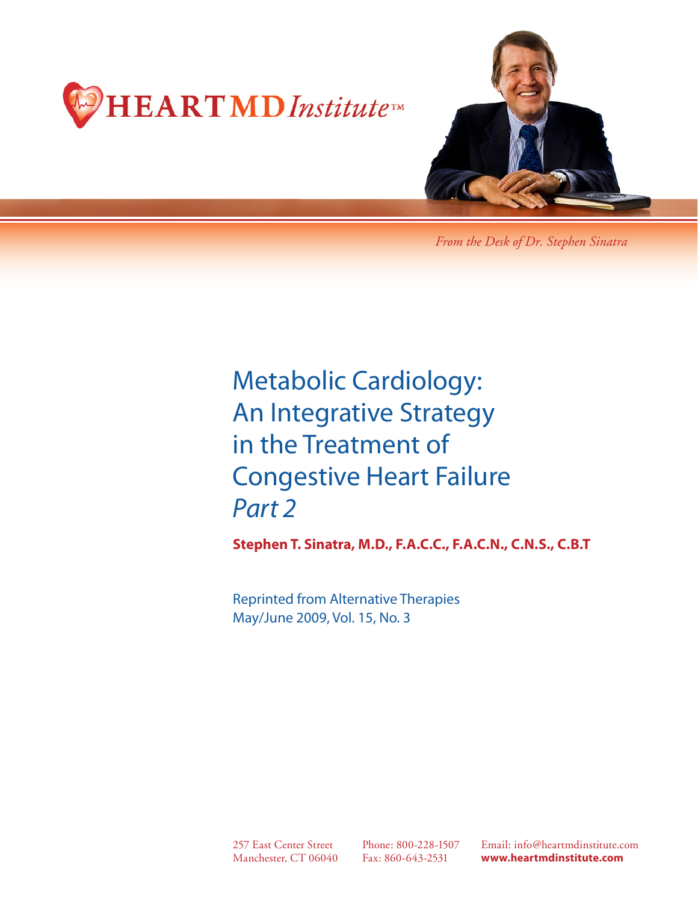HEARTMD*Institute*™

*From the Desk of Dr. Stephen Sinatra*

# Metabolic Cardiology: An Integrative Strategy in the Treatment of Congestive Heart Failure *Part 2*

**Stephen T. Sinatra, M.D., F.A.C.C., F.A.C.N., C.N.S., C.B.T**

Reprinted from Alternative Therapies
May/June 2009, Vol. 15, No. 3

257 East Center Street
Manchester, CT 06040

Phone: 800-228-1507
Fax: 860-643-2531

Email: info@heartmdinstitute.com
**www.heartmdinstitute.com**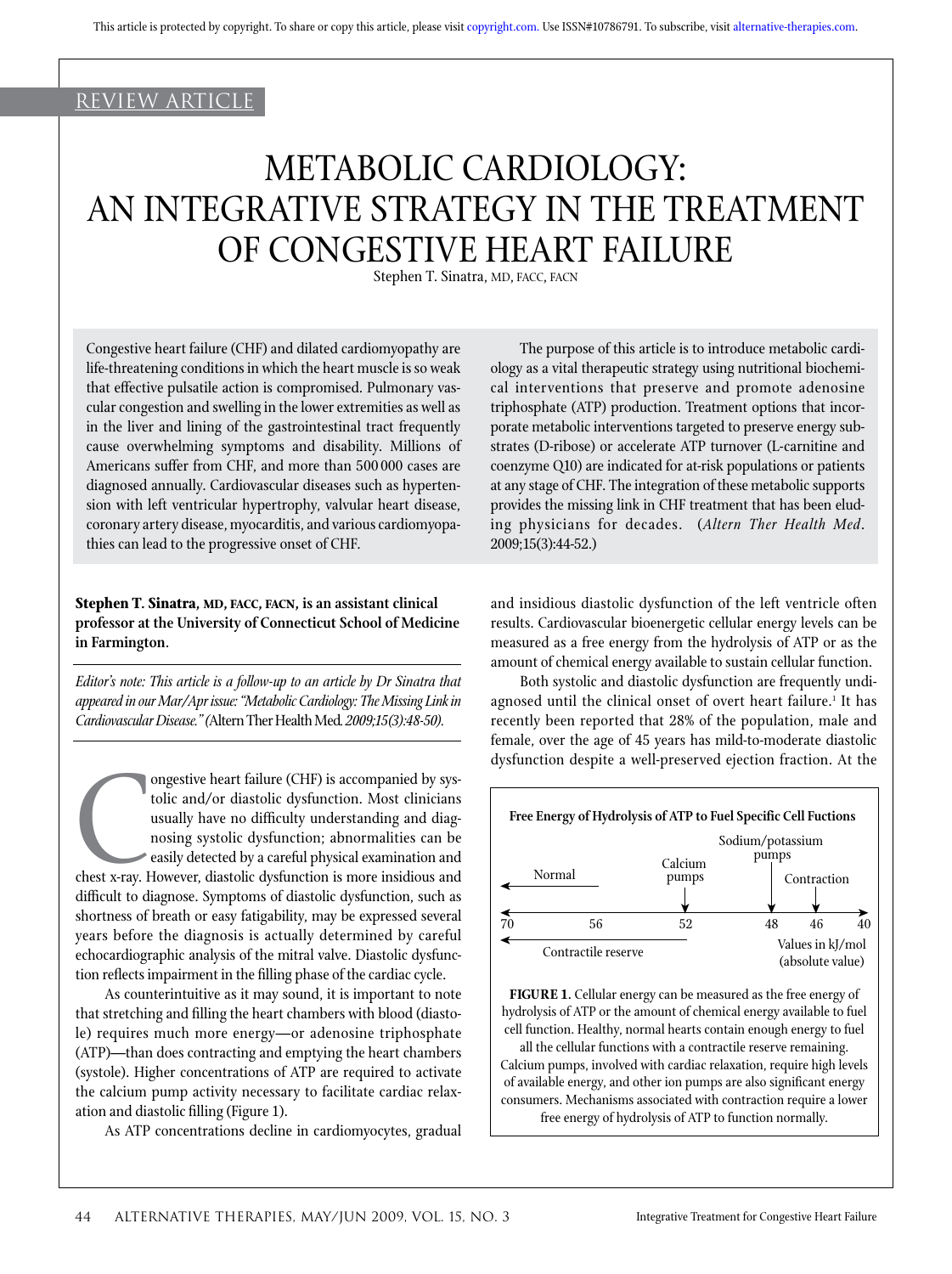REVIEW ARTICLE

# METABOLIC CARDIOLOGY: AN INTEGRATIVE STRATEGY IN THE TREATMENT OF CONGESTIVE HEART FAILURE

Stephen T. Sinatra, MD, FACC, FACN

Congestive heart failure (CHF) and dilated cardiomyopathy are life-threatening conditions in which the heart muscle is so weak that effective pulsatile action is compromised. Pulmonary vascular congestion and swelling in the lower extremities as well as in the liver and lining of the gastrointestinal tract frequently cause overwhelming symptoms and disability. Millions of Americans suffer from CHF, and more than 500 000 cases are diagnosed annually. Cardiovascular diseases such as hypertension with left ventricular hypertrophy, valvular heart disease, coronary artery disease, myocarditis, and various cardiomyopathies can lead to the progressive onset of CHF.

The purpose of this article is to introduce metabolic cardiology as a vital therapeutic strategy using nutritional biochemical interventions that preserve and promote adenosine triphosphate (ATP) production. Treatment options that incorporate metabolic interventions targeted to preserve energy substrates (D-ribose) or accelerate ATP turnover (L-carnitine and coenzyme Q10) are indicated for at-risk populations or patients at any stage of CHF. The integration of these metabolic supports provides the missing link in CHF treatment that has been eluding physicians for decades. (*Altern Ther Health Med*. 2009;15(3):44-52.)

**Stephen T. Sinatra, MD, FACC, FACN, is an assistant clinical professor at the University of Connecticut School of Medicine in Farmington.**

*Editor's note: This article is a follow-up to an article by Dr Sinatra that appeared in our Mar/Apr issue: "Metabolic Cardiology: The Missing Link in Cardiovascular Disease."* (Altern Ther Health Med. *2009;15(3):48-50).*

Congestive heart failure (CHF) is accompanied by systolic and/or diastolic dysfunction. Most clinicians usually have no difficulty understanding and diagnosing systolic dysfunction; abnormalities can be easily detected by a careful physical examination and chest x-ray. However, diastolic dysfunction is more insidious and difficult to diagnose. Symptoms of diastolic dysfunction, such as shortness of breath or easy fatigability, may be expressed several years before the diagnosis is actually determined by careful echocardiographic analysis of the mitral valve. Diastolic dysfunction reflects impairment in the filling phase of the cardiac cycle.

As counterintuitive as it may sound, it is important to note that stretching and filling the heart chambers with blood (diastole) requires much more energy—or adenosine triphosphate (ATP)—than does contracting and emptying the heart chambers (systole). Higher concentrations of ATP are required to activate the calcium pump activity necessary to facilitate cardiac relaxation and diastolic filling (Figure 1).

As ATP concentrations decline in cardiomyocytes, gradual and insidious diastolic dysfunction of the left ventricle often results. Cardiovascular bioenergetic cellular energy levels can be measured as a free energy from the hydrolysis of ATP or as the amount of chemical energy available to sustain cellular function.

Both systolic and diastolic dysfunction are frequently undiagnosed until the clinical onset of overt heart failure.[1] It has recently been reported that 28% of the population, male and female, over the age of 45 years has mild-to-moderate diastolic dysfunction despite a well-preserved ejection fraction. At the

**Free Energy of Hydrolysis of ATP to Fuel Specific Cell Fuctions**

Normal — Calcium pumps — Sodium/potassium pumps — Contraction

70 — 56 — 52 — 48 — 46 — 40

Contractile reserve

Values in kJ/mol (absolute value)

**FIGURE 1.** Cellular energy can be measured as the free energy of hydrolysis of ATP or the amount of chemical energy available to fuel cell function. Healthy, normal hearts contain enough energy to fuel all the cellular functions with a contractile reserve remaining. Calcium pumps, involved with cardiac relaxation, require high levels of available energy, and other ion pumps are also significant energy consumers. Mechanisms associated with contraction require a lower free energy of hydrolysis of ATP to function normally.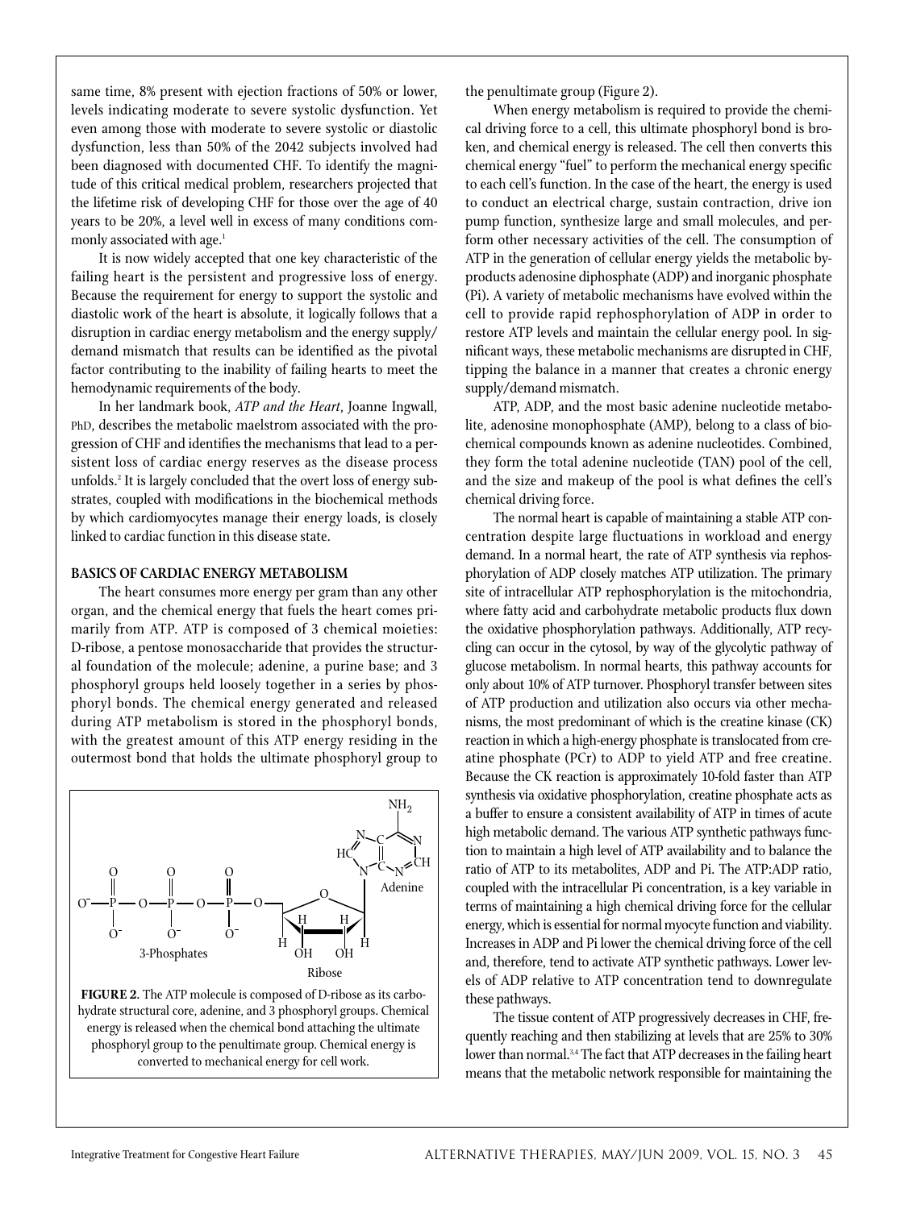same time, 8% present with ejection fractions of 50% or lower, levels indicating moderate to severe systolic dysfunction. Yet even among those with moderate to severe systolic or diastolic dysfunction, less than 50% of the 2042 subjects involved had been diagnosed with documented CHF. To identify the magnitude of this critical medical problem, researchers projected that the lifetime risk of developing CHF for those over the age of 40 years to be 20%, a level well in excess of many conditions commonly associated with age.[1]

It is now widely accepted that one key characteristic of the failing heart is the persistent and progressive loss of energy. Because the requirement for energy to support the systolic and diastolic work of the heart is absolute, it logically follows that a disruption in cardiac energy metabolism and the energy supply/demand mismatch that results can be identified as the pivotal factor contributing to the inability of failing hearts to meet the hemodynamic requirements of the body.

In her landmark book, *ATP and the Heart*, Joanne Ingwall, PhD, describes the metabolic maelstrom associated with the progression of CHF and identifies the mechanisms that lead to a persistent loss of cardiac energy reserves as the disease process unfolds.[2] It is largely concluded that the overt loss of energy substrates, coupled with modifications in the biochemical methods by which cardiomyocytes manage their energy loads, is closely linked to cardiac function in this disease state.

## BASICS OF CARDIAC ENERGY METABOLISM

The heart consumes more energy per gram than any other organ, and the chemical energy that fuels the heart comes primarily from ATP. ATP is composed of 3 chemical moieties: D-ribose, a pentose monosaccharide that provides the structural foundation of the molecule; adenine, a purine base; and 3 phosphoryl groups held loosely together in a series by phosphoryl bonds. The chemical energy generated and released during ATP metabolism is stored in the phosphoryl bonds, with the greatest amount of this ATP energy residing in the outermost bond that holds the ultimate phosphoryl group to the penultimate group (Figure 2).

**FIGURE 2.** The ATP molecule is composed of D-ribose as its carbohydrate structural core, adenine, and 3 phosphoryl groups. Chemical energy is released when the chemical bond attaching the ultimate phosphoryl group to the penultimate group. Chemical energy is converted to mechanical energy for cell work.

When energy metabolism is required to provide the chemical driving force to a cell, this ultimate phosphoryl bond is broken, and chemical energy is released. The cell then converts this chemical energy "fuel" to perform the mechanical energy specific to each cell's function. In the case of the heart, the energy is used to conduct an electrical charge, sustain contraction, drive ion pump function, synthesize large and small molecules, and perform other necessary activities of the cell. The consumption of ATP in the generation of cellular energy yields the metabolic byproducts adenosine diphosphate (ADP) and inorganic phosphate (Pi). A variety of metabolic mechanisms have evolved within the cell to provide rapid rephosphorylation of ADP in order to restore ATP levels and maintain the cellular energy pool. In significant ways, these metabolic mechanisms are disrupted in CHF, tipping the balance in a manner that creates a chronic energy supply/demand mismatch.

ATP, ADP, and the most basic adenine nucleotide metabolite, adenosine monophosphate (AMP), belong to a class of biochemical compounds known as adenine nucleotides. Combined, they form the total adenine nucleotide (TAN) pool of the cell, and the size and makeup of the pool is what defines the cell's chemical driving force.

The normal heart is capable of maintaining a stable ATP concentration despite large fluctuations in workload and energy demand. In a normal heart, the rate of ATP synthesis via rephosphorylation of ADP closely matches ATP utilization. The primary site of intracellular ATP rephosphorylation is the mitochondria, where fatty acid and carbohydrate metabolic products flux down the oxidative phosphorylation pathways. Additionally, ATP recycling can occur in the cytosol, by way of the glycolytic pathway of glucose metabolism. In normal hearts, this pathway accounts for only about 10% of ATP turnover. Phosphoryl transfer between sites of ATP production and utilization also occurs via other mechanisms, the most predominant of which is the creatine kinase (CK) reaction in which a high-energy phosphate is translocated from creatine phosphate (PCr) to ADP to yield ATP and free creatine. Because the CK reaction is approximately 10-fold faster than ATP synthesis via oxidative phosphorylation, creatine phosphate acts as a buffer to ensure a consistent availability of ATP in times of acute high metabolic demand. The various ATP synthetic pathways function to maintain a high level of ATP availability and to balance the ratio of ATP to its metabolites, ADP and Pi. The ATP:ADP ratio, coupled with the intracellular Pi concentration, is a key variable in terms of maintaining a high chemical driving force for the cellular energy, which is essential for normal myocyte function and viability. Increases in ADP and Pi lower the chemical driving force of the cell and, therefore, tend to activate ATP synthetic pathways. Lower levels of ADP relative to ATP concentration tend to downregulate these pathways.

The tissue content of ATP progressively decreases in CHF, frequently reaching and then stabilizing at levels that are 25% to 30% lower than normal.[3,4] The fact that ATP decreases in the failing heart means that the metabolic network responsible for maintaining the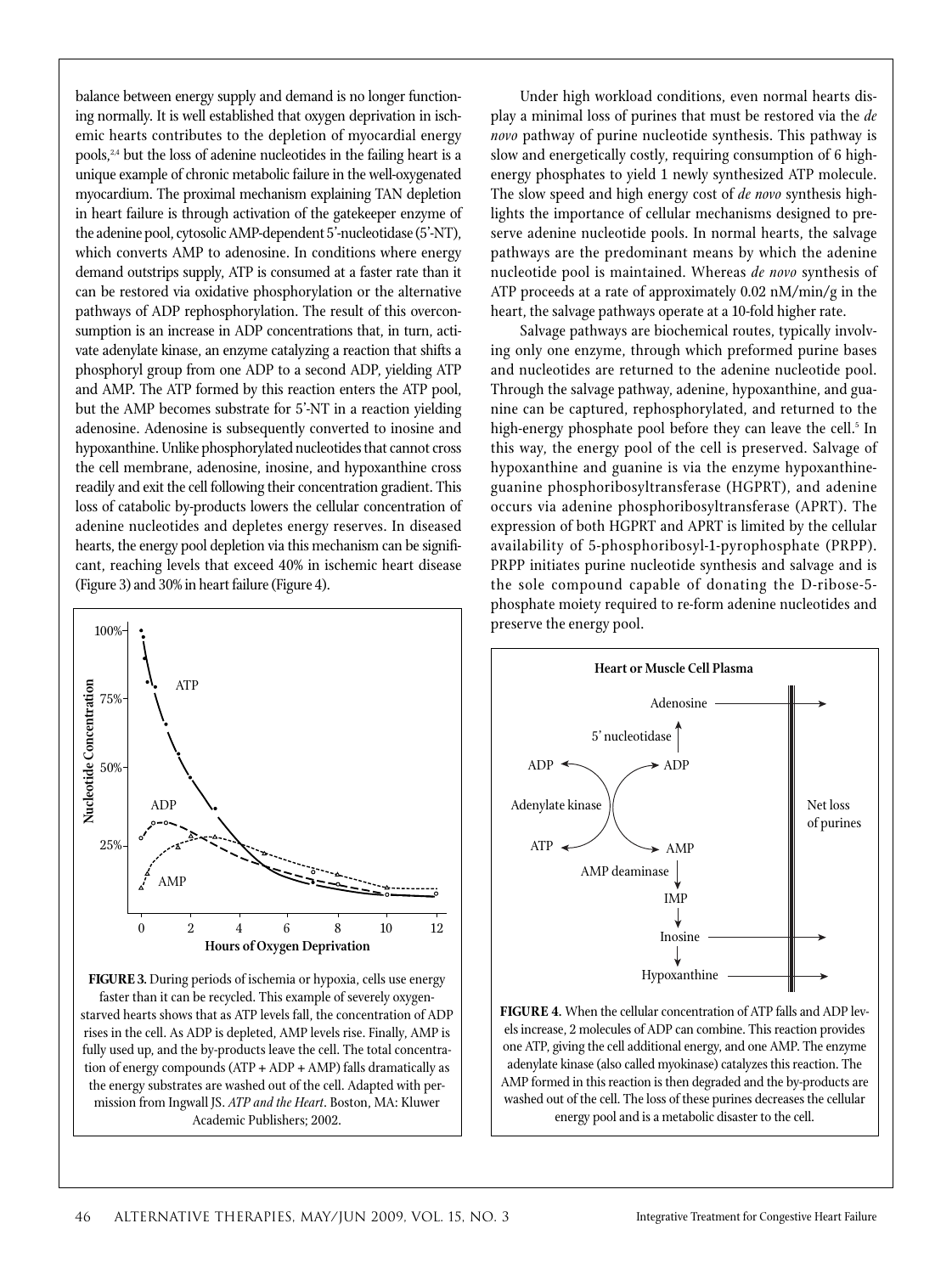balance between energy supply and demand is no longer functioning normally. It is well established that oxygen deprivation in ischemic hearts contributes to the depletion of myocardial energy pools,[2,4] but the loss of adenine nucleotides in the failing heart is a unique example of chronic metabolic failure in the well-oxygenated myocardium. The proximal mechanism explaining TAN depletion in heart failure is through activation of the gatekeeper enzyme of the adenine pool, cytosolic AMP-dependent 5'-nucleotidase (5'-NT), which converts AMP to adenosine. In conditions where energy demand outstrips supply, ATP is consumed at a faster rate than it can be restored via oxidative phosphorylation or the alternative pathways of ADP rephosphorylation. The result of this overconsumption is an increase in ADP concentrations that, in turn, activate adenylate kinase, an enzyme catalyzing a reaction that shifts a phosphoryl group from one ADP to a second ADP, yielding ATP and AMP. The ATP formed by this reaction enters the ATP pool, but the AMP becomes substrate for 5'-NT in a reaction yielding adenosine. Adenosine is subsequently converted to inosine and hypoxanthine. Unlike phosphorylated nucleotides that cannot cross the cell membrane, adenosine, inosine, and hypoxanthine cross readily and exit the cell following their concentration gradient. This loss of catabolic by-products lowers the cellular concentration of adenine nucleotides and depletes energy reserves. In diseased hearts, the energy pool depletion via this mechanism can be significant, reaching levels that exceed 40% in ischemic heart disease (Figure 3) and 30% in heart failure (Figure 4).

**FIGURE 3.** During periods of ischemia or hypoxia, cells use energy faster than it can be recycled. This example of severely oxygen-starved hearts shows that as ATP levels fall, the concentration of ADP rises in the cell. As ADP is depleted, AMP levels rise. Finally, AMP is fully used up, and the by-products leave the cell. The total concentration of energy compounds (ATP + ADP + AMP) falls dramatically as the energy substrates are washed out of the cell. Adapted with permission from Ingwall JS. *ATP and the Heart*. Boston, MA: Kluwer Academic Publishers; 2002.

Under high workload conditions, even normal hearts display a minimal loss of purines that must be restored via the *de novo* pathway of purine nucleotide synthesis. This pathway is slow and energetically costly, requiring consumption of 6 high-energy phosphates to yield 1 newly synthesized ATP molecule. The slow speed and high energy cost of *de novo* synthesis highlights the importance of cellular mechanisms designed to preserve adenine nucleotide pools. In normal hearts, the salvage pathways are the predominant means by which the adenine nucleotide pool is maintained. Whereas *de novo* synthesis of ATP proceeds at a rate of approximately 0.02 nM/min/g in the heart, the salvage pathways operate at a 10-fold higher rate.

Salvage pathways are biochemical routes, typically involving only one enzyme, through which preformed purine bases and nucleotides are returned to the adenine nucleotide pool. Through the salvage pathway, adenine, hypoxanthine, and guanine can be captured, rephosphorylated, and returned to the high-energy phosphate pool before they can leave the cell.[5] In this way, the energy pool of the cell is preserved. Salvage of hypoxanthine and guanine is via the enzyme hypoxanthine-guanine phosphoribosyltransferase (HGPRT), and adenine occurs via adenine phosphoribosyltransferase (APRT). The expression of both HGPRT and APRT is limited by the cellular availability of 5-phosphoribosyl-1-pyrophosphate (PRPP). PRPP initiates purine nucleotide synthesis and salvage and is the sole compound capable of donating the D-ribose-5-phosphate moiety required to re-form adenine nucleotides and preserve the energy pool.

**FIGURE 4.** When the cellular concentration of ATP falls and ADP levels increase, 2 molecules of ADP can combine. This reaction provides one ATP, giving the cell additional energy, and one AMP. The enzyme adenylate kinase (also called myokinase) catalyzes this reaction. The AMP formed in this reaction is then degraded and the by-products are washed out of the cell. The loss of these purines decreases the cellular energy pool and is a metabolic disaster to the cell.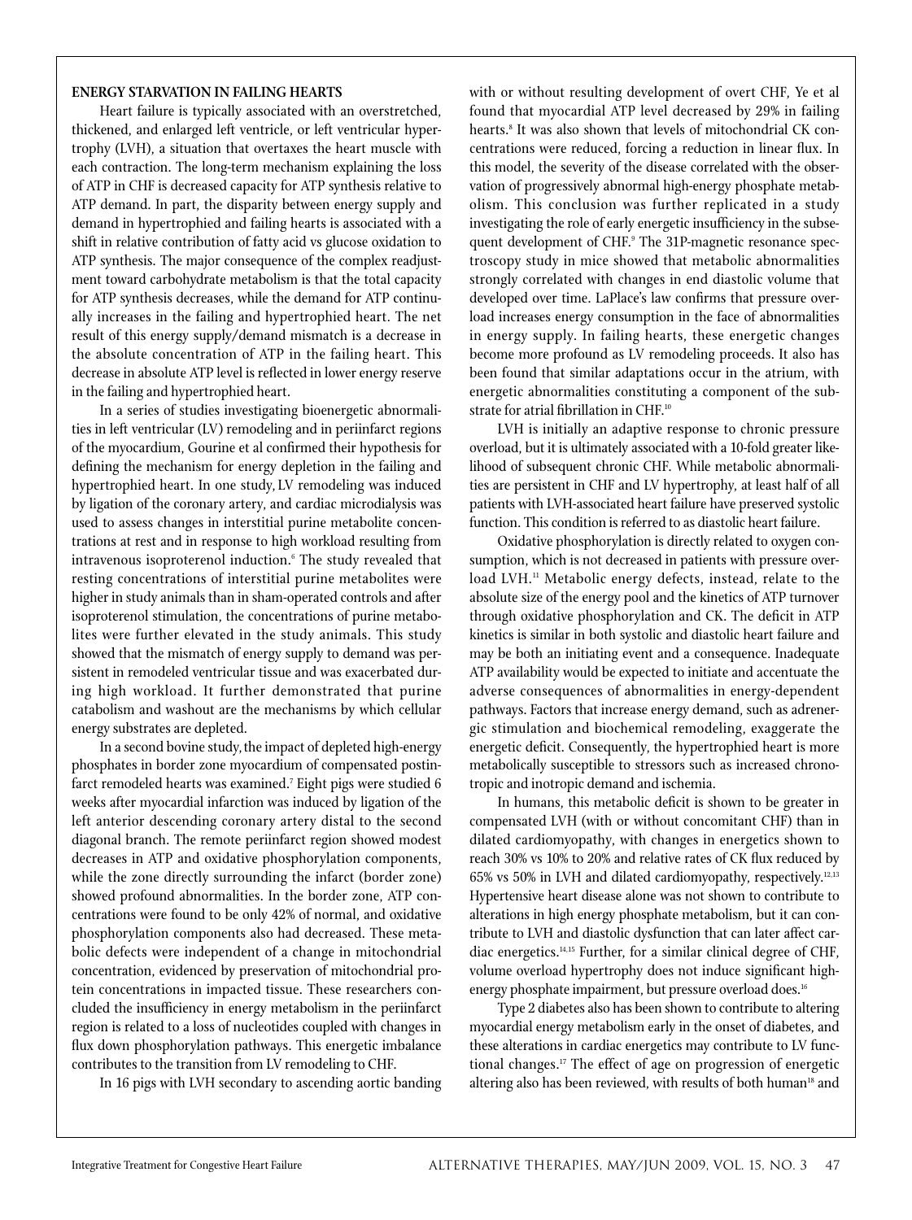**ENERGY STARVATION IN FAILING HEARTS**

Heart failure is typically associated with an overstretched, thickened, and enlarged left ventricle, or left ventricular hypertrophy (LVH), a situation that overtaxes the heart muscle with each contraction. The long-term mechanism explaining the loss of ATP in CHF is decreased capacity for ATP synthesis relative to ATP demand. In part, the disparity between energy supply and demand in hypertrophied and failing hearts is associated with a shift in relative contribution of fatty acid vs glucose oxidation to ATP synthesis. The major consequence of the complex readjustment toward carbohydrate metabolism is that the total capacity for ATP synthesis decreases, while the demand for ATP continually increases in the failing and hypertrophied heart. The net result of this energy supply/demand mismatch is a decrease in the absolute concentration of ATP in the failing heart. This decrease in absolute ATP level is reflected in lower energy reserve in the failing and hypertrophied heart.

In a series of studies investigating bioenergetic abnormalities in left ventricular (LV) remodeling and in periinfarct regions of the myocardium, Gourine et al confirmed their hypothesis for defining the mechanism for energy depletion in the failing and hypertrophied heart. In one study, LV remodeling was induced by ligation of the coronary artery, and cardiac microdialysis was used to assess changes in interstitial purine metabolite concentrations at rest and in response to high workload resulting from intravenous isoproterenol induction.[6] The study revealed that resting concentrations of interstitial purine metabolites were higher in study animals than in sham-operated controls and after isoproterenol stimulation, the concentrations of purine metabolites were further elevated in the study animals. This study showed that the mismatch of energy supply to demand was persistent in remodeled ventricular tissue and was exacerbated during high workload. It further demonstrated that purine catabolism and washout are the mechanisms by which cellular energy substrates are depleted.

In a second bovine study, the impact of depleted high-energy phosphates in border zone myocardium of compensated postinfarct remodeled hearts was examined.[7] Eight pigs were studied 6 weeks after myocardial infarction was induced by ligation of the left anterior descending coronary artery distal to the second diagonal branch. The remote periinfarct region showed modest decreases in ATP and oxidative phosphorylation components, while the zone directly surrounding the infarct (border zone) showed profound abnormalities. In the border zone, ATP concentrations were found to be only 42% of normal, and oxidative phosphorylation components also had decreased. These metabolic defects were independent of a change in mitochondrial concentration, evidenced by preservation of mitochondrial protein concentrations in impacted tissue. These researchers concluded the insufficiency in energy metabolism in the periinfarct region is related to a loss of nucleotides coupled with changes in flux down phosphorylation pathways. This energetic imbalance contributes to the transition from LV remodeling to CHF.

In 16 pigs with LVH secondary to ascending aortic banding with or without resulting development of overt CHF, Ye et al found that myocardial ATP level decreased by 29% in failing hearts.[8] It was also shown that levels of mitochondrial CK concentrations were reduced, forcing a reduction in linear flux. In this model, the severity of the disease correlated with the observation of progressively abnormal high-energy phosphate metabolism. This conclusion was further replicated in a study investigating the role of early energetic insufficiency in the subsequent development of CHF.[9] The 31P-magnetic resonance spectroscopy study in mice showed that metabolic abnormalities strongly correlated with changes in end diastolic volume that developed over time. LaPlace's law confirms that pressure overload increases energy consumption in the face of abnormalities in energy supply. In failing hearts, these energetic changes become more profound as LV remodeling proceeds. It also has been found that similar adaptations occur in the atrium, with energetic abnormalities constituting a component of the substrate for atrial fibrillation in CHF.[10]

LVH is initially an adaptive response to chronic pressure overload, but it is ultimately associated with a 10-fold greater likelihood of subsequent chronic CHF. While metabolic abnormalities are persistent in CHF and LV hypertrophy, at least half of all patients with LVH-associated heart failure have preserved systolic function. This condition is referred to as diastolic heart failure.

Oxidative phosphorylation is directly related to oxygen consumption, which is not decreased in patients with pressure overload LVH.[11] Metabolic energy defects, instead, relate to the absolute size of the energy pool and the kinetics of ATP turnover through oxidative phosphorylation and CK. The deficit in ATP kinetics is similar in both systolic and diastolic heart failure and may be both an initiating event and a consequence. Inadequate ATP availability would be expected to initiate and accentuate the adverse consequences of abnormalities in energy-dependent pathways. Factors that increase energy demand, such as adrenergic stimulation and biochemical remodeling, exaggerate the energetic deficit. Consequently, the hypertrophied heart is more metabolically susceptible to stressors such as increased chronotropic and inotropic demand and ischemia.

In humans, this metabolic deficit is shown to be greater in compensated LVH (with or without concomitant CHF) than in dilated cardiomyopathy, with changes in energetics shown to reach 30% vs 10% to 20% and relative rates of CK flux reduced by 65% vs 50% in LVH and dilated cardiomyopathy, respectively.[12,13] Hypertensive heart disease alone was not shown to contribute to alterations in high energy phosphate metabolism, but it can contribute to LVH and diastolic dysfunction that can later affect cardiac energetics.[14,15] Further, for a similar clinical degree of CHF, volume overload hypertrophy does not induce significant high-energy phosphate impairment, but pressure overload does.[16]

Type 2 diabetes also has been shown to contribute to altering myocardial energy metabolism early in the onset of diabetes, and these alterations in cardiac energetics may contribute to LV functional changes.[17] The effect of age on progression of energetic altering also has been reviewed, with results of both human[18] and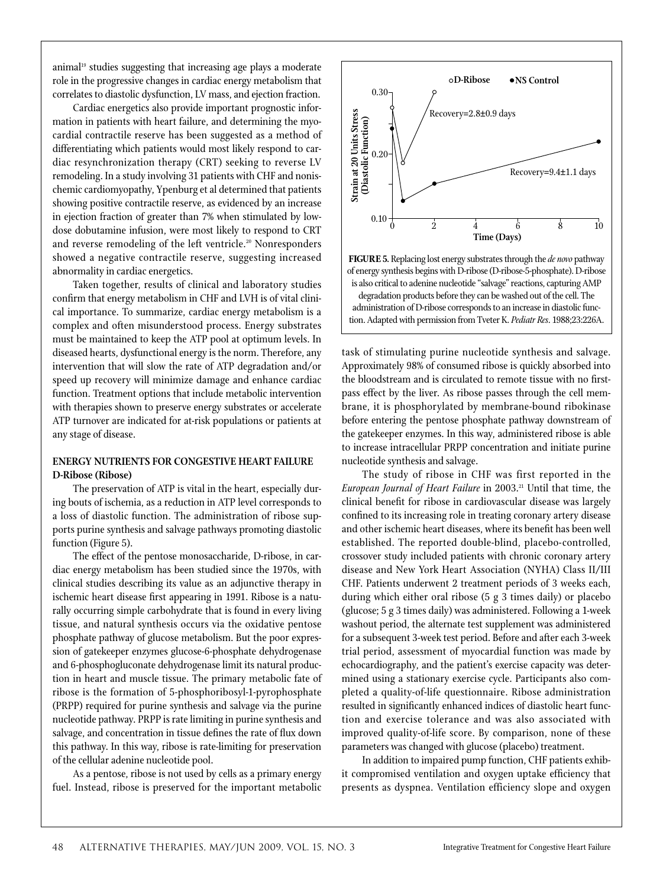animal[19] studies suggesting that increasing age plays a moderate role in the progressive changes in cardiac energy metabolism that correlates to diastolic dysfunction, LV mass, and ejection fraction.

Cardiac energetics also provide important prognostic information in patients with heart failure, and determining the myocardial contractile reserve has been suggested as a method of differentiating which patients would most likely respond to cardiac resynchronization therapy (CRT) seeking to reverse LV remodeling. In a study involving 31 patients with CHF and nonischemic cardiomyopathy, Ypenburg et al determined that patients showing positive contractile reserve, as evidenced by an increase in ejection fraction of greater than 7% when stimulated by low-dose dobutamine infusion, were most likely to respond to CRT and reverse remodeling of the left ventricle.[20] Nonresponders showed a negative contractile reserve, suggesting increased abnormality in cardiac energetics.

Taken together, results of clinical and laboratory studies confirm that energy metabolism in CHF and LVH is of vital clinical importance. To summarize, cardiac energy metabolism is a complex and often misunderstood process. Energy substrates must be maintained to keep the ATP pool at optimum levels. In diseased hearts, dysfunctional energy is the norm. Therefore, any intervention that will slow the rate of ATP degradation and/or speed up recovery will minimize damage and enhance cardiac function. Treatment options that include metabolic intervention with therapies shown to preserve energy substrates or accelerate ATP turnover are indicated for at-risk populations or patients at any stage of disease.

## ENERGY NUTRIENTS FOR CONGESTIVE HEART FAILURE

### D-Ribose (Ribose)

The preservation of ATP is vital in the heart, especially during bouts of ischemia, as a reduction in ATP level corresponds to a loss of diastolic function. The administration of ribose supports purine synthesis and salvage pathways promoting diastolic function (Figure 5).

The effect of the pentose monosaccharide, D-ribose, in cardiac energy metabolism has been studied since the 1970s, with clinical studies describing its value as an adjunctive therapy in ischemic heart disease first appearing in 1991. Ribose is a naturally occurring simple carbohydrate that is found in every living tissue, and natural synthesis occurs via the oxidative pentose phosphate pathway of glucose metabolism. But the poor expression of gatekeeper enzymes glucose-6-phosphate dehydrogenase and 6-phosphogluconate dehydrogenase limit its natural production in heart and muscle tissue. The primary metabolic fate of ribose is the formation of 5-phosphoribosyl-1-pyrophosphate (PRPP) required for purine synthesis and salvage via the purine nucleotide pathway. PRPP is rate limiting in purine synthesis and salvage, and concentration in tissue defines the rate of flux down this pathway. In this way, ribose is rate-limiting for preservation of the cellular adenine nucleotide pool.

As a pentose, ribose is not used by cells as a primary energy fuel. Instead, ribose is preserved for the important metabolic task of stimulating purine nucleotide synthesis and salvage. Approximately 98% of consumed ribose is quickly absorbed into the bloodstream and is circulated to remote tissue with no first-pass effect by the liver. As ribose passes through the cell membrane, it is phosphorylated by membrane-bound ribokinase before entering the pentose phosphate pathway downstream of the gatekeeper enzymes. In this way, administered ribose is able to increase intracellular PRPP concentration and initiate purine nucleotide synthesis and salvage.

**FIGURE 5.** Replacing lost energy substrates through the *de novo* pathway of energy synthesis begins with D-ribose (D-ribose-5-phosphate). D-ribose is also critical to adenine nucleotide "salvage" reactions, capturing AMP degradation products before they can be washed out of the cell. The administration of D-ribose corresponds to an increase in diastolic function. Adapted with permission from Tveter K. *Pediatr Res*. 1988;23:226A.

The study of ribose in CHF was first reported in the *European Journal of Heart Failure* in 2003.[21] Until that time, the clinical benefit for ribose in cardiovascular disease was largely confined to its increasing role in treating coronary artery disease and other ischemic heart diseases, where its benefit has been well established. The reported double-blind, placebo-controlled, crossover study included patients with chronic coronary artery disease and New York Heart Association (NYHA) Class II/III CHF. Patients underwent 2 treatment periods of 3 weeks each, during which either oral ribose (5 g 3 times daily) or placebo (glucose; 5 g 3 times daily) was administered. Following a 1-week washout period, the alternate test supplement was administered for a subsequent 3-week test period. Before and after each 3-week trial period, assessment of myocardial function was made by echocardiography, and the patient's exercise capacity was determined using a stationary exercise cycle. Participants also completed a quality-of-life questionnaire. Ribose administration resulted in significantly enhanced indices of diastolic heart function and exercise tolerance and was also associated with improved quality-of-life score. By comparison, none of these parameters was changed with glucose (placebo) treatment.

In addition to impaired pump function, CHF patients exhibit compromised ventilation and oxygen uptake efficiency that presents as dyspnea. Ventilation efficiency slope and oxygen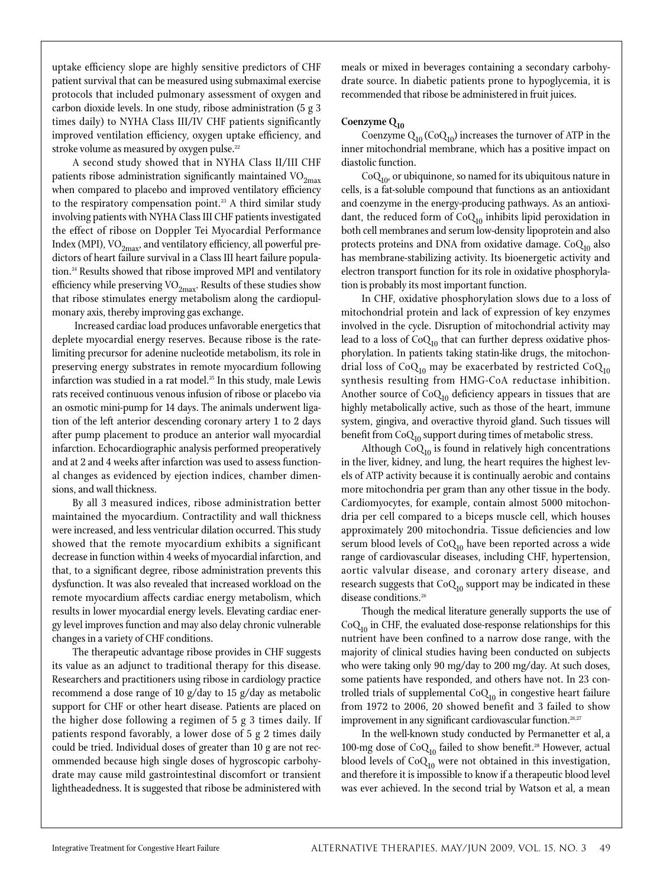uptake efficiency slope are highly sensitive predictors of CHF patient survival that can be measured using submaximal exercise protocols that included pulmonary assessment of oxygen and carbon dioxide levels. In one study, ribose administration (5 g 3 times daily) to NYHA Class III/IV CHF patients significantly improved ventilation efficiency, oxygen uptake efficiency, and stroke volume as measured by oxygen pulse.[22]

A second study showed that in NYHA Class II/III CHF patients ribose administration significantly maintained $VO_{2max}$ when compared to placebo and improved ventilatory efficiency to the respiratory compensation point.[23] A third similar study involving patients with NYHA Class III CHF patients investigated the effect of ribose on Doppler Tei Myocardial Performance Index (MPI), $VO_{2max}$, and ventilatory efficiency, all powerful predictors of heart failure survival in a Class III heart failure population.[24] Results showed that ribose improved MPI and ventilatory efficiency while preserving $VO_{2max}$. Results of these studies show that ribose stimulates energy metabolism along the cardiopulmonary axis, thereby improving gas exchange.

Increased cardiac load produces unfavorable energetics that deplete myocardial energy reserves. Because ribose is the rate-limiting precursor for adenine nucleotide metabolism, its role in preserving energy substrates in remote myocardium following infarction was studied in a rat model.[25] In this study, male Lewis rats received continuous venous infusion of ribose or placebo via an osmotic mini-pump for 14 days. The animals underwent ligation of the left anterior descending coronary artery 1 to 2 days after pump placement to produce an anterior wall myocardial infarction. Echocardiographic analysis performed preoperatively and at 2 and 4 weeks after infarction was used to assess functional changes as evidenced by ejection indices, chamber dimensions, and wall thickness.

By all 3 measured indices, ribose administration better maintained the myocardium. Contractility and wall thickness were increased, and less ventricular dilation occurred. This study showed that the remote myocardium exhibits a significant decrease in function within 4 weeks of myocardial infarction, and that, to a significant degree, ribose administration prevents this dysfunction. It was also revealed that increased workload on the remote myocardium affects cardiac energy metabolism, which results in lower myocardial energy levels. Elevating cardiac energy level improves function and may also delay chronic vulnerable changes in a variety of CHF conditions.

The therapeutic advantage ribose provides in CHF suggests its value as an adjunct to traditional therapy for this disease. Researchers and practitioners using ribose in cardiology practice recommend a dose range of 10 g/day to 15 g/day as metabolic support for CHF or other heart disease. Patients are placed on the higher dose following a regimen of 5 g 3 times daily. If patients respond favorably, a lower dose of 5 g 2 times daily could be tried. Individual doses of greater than 10 g are not recommended because high single doses of hygroscopic carbohydrate may cause mild gastrointestinal discomfort or transient lightheadedness. It is suggested that ribose be administered with meals or mixed in beverages containing a secondary carbohydrate source. In diabetic patients prone to hypoglycemia, it is recommended that ribose be administered in fruit juices.

#### Coenzyme $Q_{10}$

Coenzyme $Q_{10}$ ($CoQ_{10}$) increases the turnover of ATP in the inner mitochondrial membrane, which has a positive impact on diastolic function.

$CoQ_{10}$, or ubiquinone, so named for its ubiquitous nature in cells, is a fat-soluble compound that functions as an antioxidant and coenzyme in the energy-producing pathways. As an antioxidant, the reduced form of $CoQ_{10}$ inhibits lipid peroxidation in both cell membranes and serum low-density lipoprotein and also protects proteins and DNA from oxidative damage. $CoQ_{10}$ also has membrane-stabilizing activity. Its bioenergetic activity and electron transport function for its role in oxidative phosphorylation is probably its most important function.

In CHF, oxidative phosphorylation slows due to a loss of mitochondrial protein and lack of expression of key enzymes involved in the cycle. Disruption of mitochondrial activity may lead to a loss of $CoQ_{10}$ that can further depress oxidative phosphorylation. In patients taking statin-like drugs, the mitochondrial loss of $CoQ_{10}$ may be exacerbated by restricted $CoQ_{10}$ synthesis resulting from HMG-CoA reductase inhibition. Another source of $CoQ_{10}$ deficiency appears in tissues that are highly metabolically active, such as those of the heart, immune system, gingiva, and overactive thyroid gland. Such tissues will benefit from $CoQ_{10}$ support during times of metabolic stress.

Although $CoQ_{10}$ is found in relatively high concentrations in the liver, kidney, and lung, the heart requires the highest levels of ATP activity because it is continually aerobic and contains more mitochondria per gram than any other tissue in the body. Cardiomyocytes, for example, contain almost 5000 mitochondria per cell compared to a biceps muscle cell, which houses approximately 200 mitochondria. Tissue deficiencies and low serum blood levels of $CoQ_{10}$ have been reported across a wide range of cardiovascular diseases, including CHF, hypertension, aortic valvular disease, and coronary artery disease, and research suggests that $CoQ_{10}$ support may be indicated in these disease conditions.[26]

Though the medical literature generally supports the use of $CoQ_{10}$ in CHF, the evaluated dose-response relationships for this nutrient have been confined to a narrow dose range, with the majority of clinical studies having been conducted on subjects who were taking only 90 mg/day to 200 mg/day. At such doses, some patients have responded, and others have not. In 23 controlled trials of supplemental $CoQ_{10}$ in congestive heart failure from 1972 to 2006, 20 showed benefit and 3 failed to show improvement in any significant cardiovascular function.[26,27]

In the well-known study conducted by Permanetter et al, a 100-mg dose of $CoQ_{10}$ failed to show benefit.[28] However, actual blood levels of $CoQ_{10}$ were not obtained in this investigation, and therefore it is impossible to know if a therapeutic blood level was ever achieved. In the second trial by Watson et al, a mean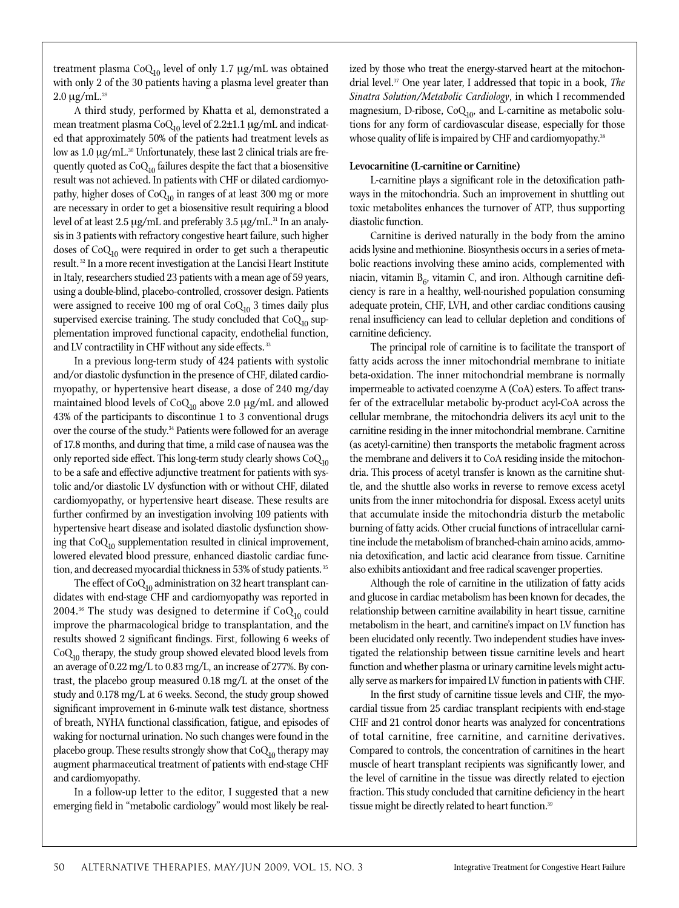treatment plasma $CoQ_{10}$ level of only 1.7 μg/mL was obtained with only 2 of the 30 patients having a plasma level greater than 2.0 μg/mL.[29]

A third study, performed by Khatta et al, demonstrated a mean treatment plasma $CoQ_{10}$ level of 2.2±1.1 μg/mL and indicated that approximately 50% of the patients had treatment levels as low as 1.0 μg/mL.[30] Unfortunately, these last 2 clinical trials are frequently quoted as $CoQ_{10}$ failures despite the fact that a biosensitive result was not achieved. In patients with CHF or dilated cardiomyopathy, higher doses of $CoQ_{10}$ in ranges of at least 300 mg or more are necessary in order to get a biosensitive result requiring a blood level of at least 2.5 μg/mL and preferably 3.5 μg/mL.[31] In an analysis in 3 patients with refractory congestive heart failure, such higher doses of $CoQ_{10}$ were required in order to get such a therapeutic result.[32] In a more recent investigation at the Lancisi Heart Institute in Italy, researchers studied 23 patients with a mean age of 59 years, using a double-blind, placebo-controlled, crossover design. Patients were assigned to receive 100 mg of oral $CoQ_{10}$ 3 times daily plus supervised exercise training. The study concluded that $CoQ_{10}$ supplementation improved functional capacity, endothelial function, and LV contractility in CHF without any side effects.[33]

In a previous long-term study of 424 patients with systolic and/or diastolic dysfunction in the presence of CHF, dilated cardiomyopathy, or hypertensive heart disease, a dose of 240 mg/day maintained blood levels of $CoQ_{10}$ above 2.0 μg/mL and allowed 43% of the participants to discontinue 1 to 3 conventional drugs over the course of the study.[34] Patients were followed for an average of 17.8 months, and during that time, a mild case of nausea was the only reported side effect. This long-term study clearly shows $CoQ_{10}$ to be a safe and effective adjunctive treatment for patients with systolic and/or diastolic LV dysfunction with or without CHF, dilated cardiomyopathy, or hypertensive heart disease. These results are further confirmed by an investigation involving 109 patients with hypertensive heart disease and isolated diastolic dysfunction showing that $CoQ_{10}$ supplementation resulted in clinical improvement, lowered elevated blood pressure, enhanced diastolic cardiac function, and decreased myocardial thickness in 53% of study patients.[35]

The effect of $CoQ_{10}$ administration on 32 heart transplant candidates with end-stage CHF and cardiomyopathy was reported in 2004.[36] The study was designed to determine if $CoQ_{10}$ could improve the pharmacological bridge to transplantation, and the results showed 2 significant findings. First, following 6 weeks of $CoQ_{10}$ therapy, the study group showed elevated blood levels from an average of 0.22 mg/L to 0.83 mg/L, an increase of 277%. By contrast, the placebo group measured 0.18 mg/L at the onset of the study and 0.178 mg/L at 6 weeks. Second, the study group showed significant improvement in 6-minute walk test distance, shortness of breath, NYHA functional classification, fatigue, and episodes of waking for nocturnal urination. No such changes were found in the placebo group. These results strongly show that $CoQ_{10}$ therapy may augment pharmaceutical treatment of patients with end-stage CHF and cardiomyopathy.

In a follow-up letter to the editor, I suggested that a new emerging field in "metabolic cardiology" would most likely be realized by those who treat the energy-starved heart at the mitochondrial level.[37] One year later, I addressed that topic in a book, *The Sinatra Solution/Metabolic Cardiology*, in which I recommended magnesium, D-ribose, $CoQ_{10}$, and L-carnitine as metabolic solutions for any form of cardiovascular disease, especially for those whose quality of life is impaired by CHF and cardiomyopathy.[38]

**Levocarnitine (L-carnitine or Carnitine)**

L-carnitine plays a significant role in the detoxification pathways in the mitochondria. Such an improvement in shuttling out toxic metabolites enhances the turnover of ATP, thus supporting diastolic function.

Carnitine is derived naturally in the body from the amino acids lysine and methionine. Biosynthesis occurs in a series of metabolic reactions involving these amino acids, complemented with niacin, vitamin $B_6$, vitamin C, and iron. Although carnitine deficiency is rare in a healthy, well-nourished population consuming adequate protein, CHF, LVH, and other cardiac conditions causing renal insufficiency can lead to cellular depletion and conditions of carnitine deficiency.

The principal role of carnitine is to facilitate the transport of fatty acids across the inner mitochondrial membrane to initiate beta-oxidation. The inner mitochondrial membrane is normally impermeable to activated coenzyme A (CoA) esters. To affect transfer of the extracellular metabolic by-product acyl-CoA across the cellular membrane, the mitochondria delivers its acyl unit to the carnitine residing in the inner mitochondrial membrane. Carnitine (as acetyl-carnitine) then transports the metabolic fragment across the membrane and delivers it to CoA residing inside the mitochondria. This process of acetyl transfer is known as the carnitine shuttle, and the shuttle also works in reverse to remove excess acetyl units from the inner mitochondria for disposal. Excess acetyl units that accumulate inside the mitochondria disturb the metabolic burning of fatty acids. Other crucial functions of intracellular carnitine include the metabolism of branched-chain amino acids, ammonia detoxification, and lactic acid clearance from tissue. Carnitine also exhibits antioxidant and free radical scavenger properties.

Although the role of carnitine in the utilization of fatty acids and glucose in cardiac metabolism has been known for decades, the relationship between carnitine availability in heart tissue, carnitine metabolism in the heart, and carnitine's impact on LV function has been elucidated only recently. Two independent studies have investigated the relationship between tissue carnitine levels and heart function and whether plasma or urinary carnitine levels might actually serve as markers for impaired LV function in patients with CHF.

In the first study of carnitine tissue levels and CHF, the myocardial tissue from 25 cardiac transplant recipients with end-stage CHF and 21 control donor hearts was analyzed for concentrations of total carnitine, free carnitine, and carnitine derivatives. Compared to controls, the concentration of carnitines in the heart muscle of heart transplant recipients was significantly lower, and the level of carnitine in the tissue was directly related to ejection fraction. This study concluded that carnitine deficiency in the heart tissue might be directly related to heart function.[39]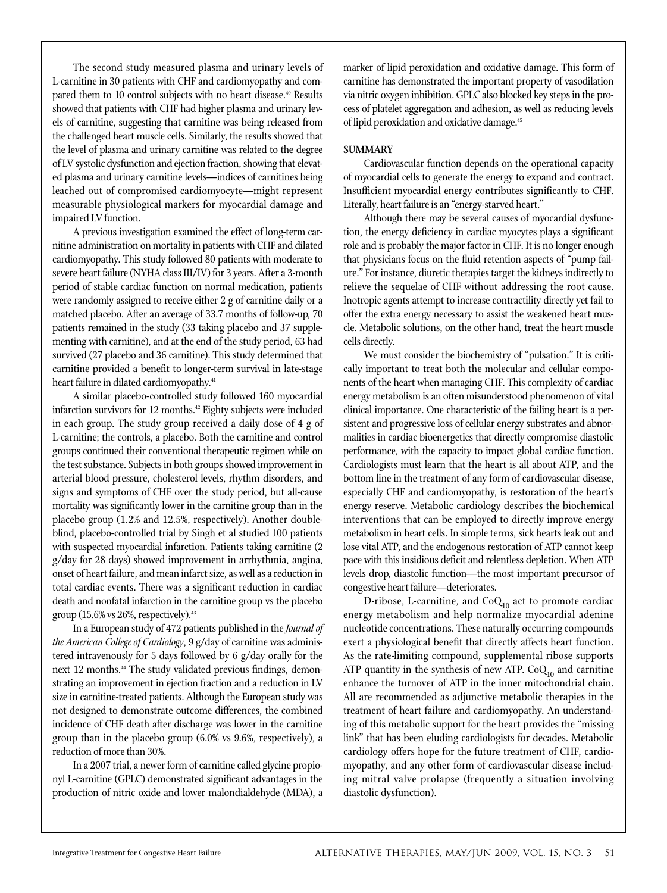The second study measured plasma and urinary levels of L-carnitine in 30 patients with CHF and cardiomyopathy and compared them to 10 control subjects with no heart disease.[40] Results showed that patients with CHF had higher plasma and urinary levels of carnitine, suggesting that carnitine was being released from the challenged heart muscle cells. Similarly, the results showed that the level of plasma and urinary carnitine was related to the degree of LV systolic dysfunction and ejection fraction, showing that elevated plasma and urinary carnitine levels—indices of carnitines being leached out of compromised cardiomyocyte—might represent measurable physiological markers for myocardial damage and impaired LV function.

A previous investigation examined the effect of long-term carnitine administration on mortality in patients with CHF and dilated cardiomyopathy. This study followed 80 patients with moderate to severe heart failure (NYHA class III/IV) for 3 years. After a 3-month period of stable cardiac function on normal medication, patients were randomly assigned to receive either 2 g of carnitine daily or a matched placebo. After an average of 33.7 months of follow-up, 70 patients remained in the study (33 taking placebo and 37 supplementing with carnitine), and at the end of the study period, 63 had survived (27 placebo and 36 carnitine). This study determined that carnitine provided a benefit to longer-term survival in late-stage heart failure in dilated cardiomyopathy.[41]

A similar placebo-controlled study followed 160 myocardial infarction survivors for 12 months.[42] Eighty subjects were included in each group. The study group received a daily dose of 4 g of L-carnitine; the controls, a placebo. Both the carnitine and control groups continued their conventional therapeutic regimen while on the test substance. Subjects in both groups showed improvement in arterial blood pressure, cholesterol levels, rhythm disorders, and signs and symptoms of CHF over the study period, but all-cause mortality was significantly lower in the carnitine group than in the placebo group (1.2% and 12.5%, respectively). Another double-blind, placebo-controlled trial by Singh et al studied 100 patients with suspected myocardial infarction. Patients taking carnitine (2 g/day for 28 days) showed improvement in arrhythmia, angina, onset of heart failure, and mean infarct size, as well as a reduction in total cardiac events. There was a significant reduction in cardiac death and nonfatal infarction in the carnitine group vs the placebo group (15.6% vs 26%, respectively).[43]

In a European study of 472 patients published in the *Journal of the American College of Cardiology*, 9 g/day of carnitine was administered intravenously for 5 days followed by 6 g/day orally for the next 12 months.[44] The study validated previous findings, demonstrating an improvement in ejection fraction and a reduction in LV size in carnitine-treated patients. Although the European study was not designed to demonstrate outcome differences, the combined incidence of CHF death after discharge was lower in the carnitine group than in the placebo group (6.0% vs 9.6%, respectively), a reduction of more than 30%.

In a 2007 trial, a newer form of carnitine called glycine propionyl L-carnitine (GPLC) demonstrated significant advantages in the production of nitric oxide and lower malondialdehyde (MDA), a marker of lipid peroxidation and oxidative damage. This form of carnitine has demonstrated the important property of vasodilation via nitric oxygen inhibition. GPLC also blocked key steps in the process of platelet aggregation and adhesion, as well as reducing levels of lipid peroxidation and oxidative damage.[45]

## SUMMARY

Cardiovascular function depends on the operational capacity of myocardial cells to generate the energy to expand and contract. Insufficient myocardial energy contributes significantly to CHF. Literally, heart failure is an "energy-starved heart."

Although there may be several causes of myocardial dysfunction, the energy deficiency in cardiac myocytes plays a significant role and is probably the major factor in CHF. It is no longer enough that physicians focus on the fluid retention aspects of "pump failure." For instance, diuretic therapies target the kidneys indirectly to relieve the sequelae of CHF without addressing the root cause. Inotropic agents attempt to increase contractility directly yet fail to offer the extra energy necessary to assist the weakened heart muscle. Metabolic solutions, on the other hand, treat the heart muscle cells directly.

We must consider the biochemistry of "pulsation." It is critically important to treat both the molecular and cellular components of the heart when managing CHF. This complexity of cardiac energy metabolism is an often misunderstood phenomenon of vital clinical importance. One characteristic of the failing heart is a persistent and progressive loss of cellular energy substrates and abnormalities in cardiac bioenergetics that directly compromise diastolic performance, with the capacity to impact global cardiac function. Cardiologists must learn that the heart is all about ATP, and the bottom line in the treatment of any form of cardiovascular disease, especially CHF and cardiomyopathy, is restoration of the heart's energy reserve. Metabolic cardiology describes the biochemical interventions that can be employed to directly improve energy metabolism in heart cells. In simple terms, sick hearts leak out and lose vital ATP, and the endogenous restoration of ATP cannot keep pace with this insidious deficit and relentless depletion. When ATP levels drop, diastolic function—the most important precursor of congestive heart failure—deteriorates.

D-ribose, L-carnitine, and $CoQ_{10}$ act to promote cardiac energy metabolism and help normalize myocardial adenine nucleotide concentrations. These naturally occurring compounds exert a physiological benefit that directly affects heart function. As the rate-limiting compound, supplemental ribose supports ATP quantity in the synthesis of new ATP. $CoQ_{10}$ and carnitine enhance the turnover of ATP in the inner mitochondrial chain. All are recommended as adjunctive metabolic therapies in the treatment of heart failure and cardiomyopathy. An understanding of this metabolic support for the heart provides the "missing link" that has been eluding cardiologists for decades. Metabolic cardiology offers hope for the future treatment of CHF, cardiomyopathy, and any other form of cardiovascular disease including mitral valve prolapse (frequently a situation involving diastolic dysfunction).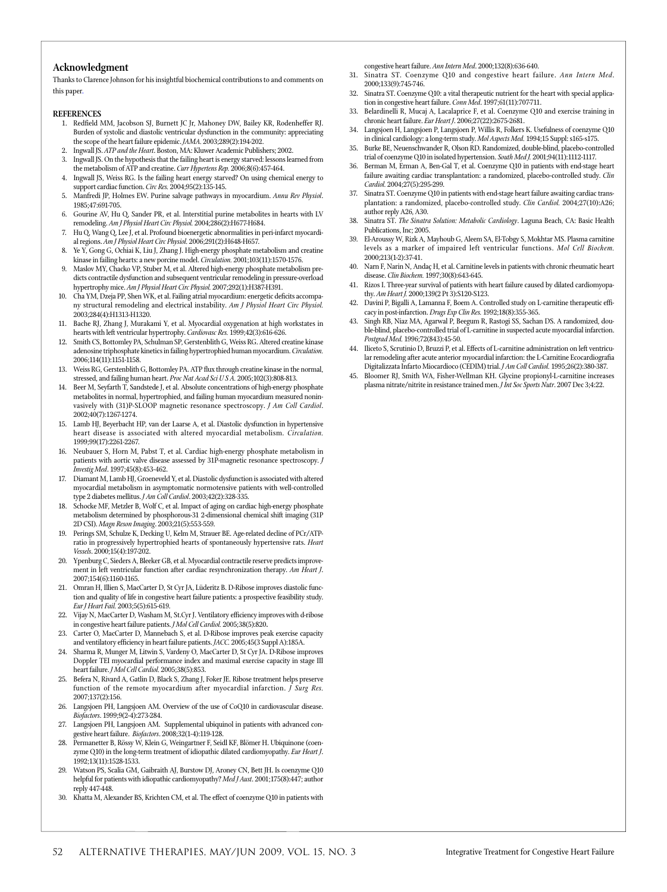## Acknowledgment

Thanks to Clarence Johnson for his insightful biochemical contributions to and comments on this paper.

### REFERENCES

1. Redfield MM, Jacobson SJ, Burnett JC Jr, Mahoney DW, Bailey KR, Rodenheffer RJ. Burden of systolic and diastolic ventricular dysfunction in the community: appreciating the scope of the heart failure epidemic. *JAMA*. 2003;289(2):194-202.
2. Ingwall JS. *ATP and the Heart*. Boston, MA: Kluwer Academic Publishers; 2002.
3. Ingwall JS. On the hypothesis that the failing heart is energy starved: lessons learned from the metabolism of ATP and creatine. *Curr Hypertens Rep.* 2006;8(6):457-464.
4. Ingwall JS, Weiss RG. Is the failing heart energy starved? On using chemical energy to support cardiac function. *Circ Res.* 2004;95(2):135-145.
5. Manfredi JP, Holmes EW. Purine salvage pathways in myocardium. *Annu Rev Physiol*. 1985;47:691-705.
6. Gourine AV, Hu Q, Sander PR, et al. Interstitial purine metabolites in hearts with LV remodeling. *Am J Physiol Heart Circ Physiol.* 2004;286(2):H677-H684.
7. Hu Q, Wang Q, Lee J, et al. Profound bioenergetic abnormalities in peri-infarct myocardial regions. *Am J Physiol Heart Circ Physiol*. 2006;291(2):H648-H657.
8. Ye Y, Gong G, Ochiai K, Liu J, Zhang J. High-energy phosphate metabolism and creatine kinase in failing hearts: a new porcine model. *Circulation.* 2001;103(11):1570-1576.
9. Maslov MY, Chacko VP, Stuber M, et al. Altered high-energy phosphate metabolism predicts contractile dysfunction and subsequent ventricular remodeling in pressure-overload hypertrophy mice. *Am J Physiol Heart Circ Physiol.* 2007;292(1):H387-H391.
10. Cha YM, Dzeja PP, Shen WK, et al. Failing atrial myocardium: energetic deficits accompany structural remodeling and electrical instability. *Am J Physiol Heart Circ Physiol.* 2003;284(4):H1313-H1320.
11. Bache RJ, Zhang J, Murakami Y, et al. Myocardial oxygenation at high workstates in hearts with left ventricular hypertrophy. *Cardiovasc Res.* 1999;42(3):616-626.
12. Smith CS, Bottomley PA, Schulman SP, Gerstenblith G, Weiss RG. Altered creatine kinase adenosine triphosphate kinetics in failing hypertrophied human myocardium. *Circulation.* 2006;114(11):1151-1158.
13. Weiss RG, Gerstenblith G, Bottomley PA. ATP flux through creatine kinase in the normal, stressed, and failing human heart. *Proc Nat Acad Sci U S A.* 2005;102(3):808-813.
14. Beer M, Seyfarth T, Sandstede J, et al. Absolute concentrations of high-energy phosphate metabolites in normal, hypertrophied, and failing human myocardium measured noninvasively with (31)P-SLOOP magnetic resonance spectroscopy. *J Am Coll Cardiol*. 2002;40(7):1267-1274.
15. Lamb HJ, Beyerbacht HP, van der Laarse A, et al. Diastolic dysfunction in hypertensive heart disease is associated with altered myocardial metabolism. *Circulation.* 1999;99(17):2261-2267.
16. Neubauer S, Horn M, Pabst T, et al. Cardiac high-energy phosphate metabolism in patients with aortic valve disease assessed by 31P-magnetic resonance spectroscopy. *J Investig Med*. 1997;45(8):453-462.
17. Diamant M, Lamb HJ, Groeneveld Y, et al. Diastolic dysfunction is associated with altered myocardial metabolism in asymptomatic normotensive patients with well-controlled type 2 diabetes mellitus. *J Am Coll Cardiol*. 2003;42(2):328-335.
18. Schocke MF, Metzler B, Wolf C, et al. Impact of aging on cardiac high-energy phosphate metabolism determined by phosphorous-31 2-dimensional chemical shift imaging (31P 2D CSI). *Magn Reson Imaging*. 2003;21(5):553-559.
19. Perings SM, Schulze K, Decking U, Kelm M, Strauer BE. Age-related decline of PCr/ATP-ratio in progressively hypertrophied hearts of spontaneously hypertensive rats. *Heart Vessels*. 2000;15(4):197-202.
20. Ypenburg C, Sieders A, Bleeker GB, et al. Myocardial contractile reserve predicts improvement in left ventricular function after cardiac resynchronization therapy. *Am Heart J*. 2007;154(6):1160-1165.
21. Omran H, Illien S, MacCarter D, St Cyr JA, Lüderitz B. D-Ribose improves diastolic function and quality of life in congestive heart failure patients: a prospective feasibility study. *Eur J Heart Fail.* 2003;5(5):615-619.
22. Vijay N, MacCarter D, Washam M, St.Cyr J. Ventilatory efficiency improves with d-ribose in congestive heart failure patients. *J Mol Cell Cardiol.* 2005;38(5):820.
23. Carter O, MacCarter D, Mannebach S, et al. D-Ribose improves peak exercise capacity and ventilatory efficiency in heart failure patients. *JACC.* 2005;45(3 Suppl A):185A.
24. Sharma R, Munger M, Litwin S, Vardeny O, MacCarter D, St Cyr JA. D-Ribose improves Doppler TEI myocardial performance index and maximal exercise capacity in stage III heart failure. *J Mol Cell Cardiol.* 2005;38(5):853.
25. Befera N, Rivard A, Gatlin D, Black S, Zhang J, Foker JE. Ribose treatment helps preserve function of the remote myocardium after myocardial infarction. *J Surg Res.* 2007;137(2):156.
26. Langsjoen PH, Langsjoen AM. Overview of the use of CoQ10 in cardiovascular disease. *Biofactors*. 1999;9(2-4):273-284.
27. Langsjoen PH, Langsjoen AM. Supplemental ubiquinol in patients with advanced congestive heart failure. *Biofactors*. 2008;32(1-4):119-128.
28. Permanetter B, Rössy W, Klein G, Weingartner F, Seidl KF, Blömer H. Ubiquinone (coenzyme Q10) in the long-term treatment of idiopathic dilated cardiomyopathy. *Eur Heart J*. 1992;13(11):1528-1533.
29. Watson PS, Scalia GM, Gaibraith AJ, Burstow DJ, Aroney CN, Bett JH. Is coenzyme Q10 helpful for patients with idiopathic cardiomyopathy? *Med J Aust*. 2001;175(8):447; author reply 447-448.
30. Khatta M, Alexander BS, Krichten CM, et al. The effect of coenzyme Q10 in patients with congestive heart failure. *Ann Intern Med*. 2000;132(8):636-640.
31. Sinatra ST. Coenzyme Q10 and congestive heart failure. *Ann Intern Med*. 2000;133(9):745-746.
32. Sinatra ST. Coenzyme Q10: a vital therapeutic nutrient for the heart with special application in congestive heart failure. *Conn Med*. 1997;61(11):707-711.
33. Belardinelli R, Mucaj A, Lacalaprice F, et al. Coenzyme Q10 and exercise training in chronic heart failure. *Eur Heart J*. 2006;27(22):2675-2681.
34. Langsjoen H, Langsjoen P, Langsjoen P, Willis R, Folkers K. Usefulness of coenzyme Q10 in clinical cardiology: a long-term study. *Mol Aspects Med.* 1994;15 Suppl: s165-s175.
35. Burke BE, Neuenschwander R, Olson RD. Randomized, double-blind, placebo-controlled trial of coenzyme Q10 in isolated hypertension. *South Med J.* 2001;94(11):1112-1117.
36. Berman M, Erman A, Ben-Gal T, et al. Coenzyme Q10 in patients with end-stage heart failure awaiting cardiac transplantation: a randomized, placebo-controlled study. *Clin Cardiol.* 2004;27(5):295-299.
37. Sinatra ST. Coenzyme Q10 in patients with end-stage heart failure awaiting cardiac transplantation: a randomized, placebo-controlled study. *Clin Cardiol.* 2004;27(10):A26; author reply A26, A30.
38. Sinatra ST. *The Sinatra Solution: Metabolic Cardiology*. Laguna Beach, CA: Basic Health Publications, Inc; 2005.
39. El-Aroussy W, Rizk A, Mayhoub G, Aleem SA, El-Tobgy S, Mokhtar MS. Plasma carnitine levels as a marker of impaired left ventricular functions. *Mol Cell Biochem.* 2000;213(1-2):37-41.
40. Narn F, Narin N, Andaç H, et al. Carnitine levels in patients with chronic rheumatic heart disease. *Clin Biochem.* 1997;30(8):643-645.
41. Rizos I. Three-year survival of patients with heart failure caused by dilated cardiomyopathy. *Am Heart J.* 2000;139(2 Pt 3):S120-S123.
42. Davini P, Bigalli A, Lamanna F, Boem A. Controlled study on L-carnitine therapeutic efficacy in post-infarction. *Drugs Exp Clin Res.* 1992;18(8):355-365.
43. Singh RB, Niaz MA, Agarwal P, Beegum R, Rastogi SS, Sachan DS. A randomized, double-blind, placebo-controlled trial of L-carnitine in suspected acute myocardial infarction. *Postgrad Med.* 1996;72(843):45-50.
44. Iliceto S, Scrutinio D, Bruzzi P, et al. Effects of L-carnitine administration on left ventricular remodeling after acute anterior myocardial infarction: the L-Carnitine Ecocardiografia Digitalizzata Infarto Miocardioco (CEDIM) trial. *J Am Coll Cardiol.* 1995;26(2):380-387.
45. Bloomer RJ, Smith WA, Fisher-Wellman KH. Glycine propionyl-L-carnitine increases plasma nitrate/nitrite in resistance trained men. *J Int Soc Sports Nutr*. 2007 Dec 3;4:22.